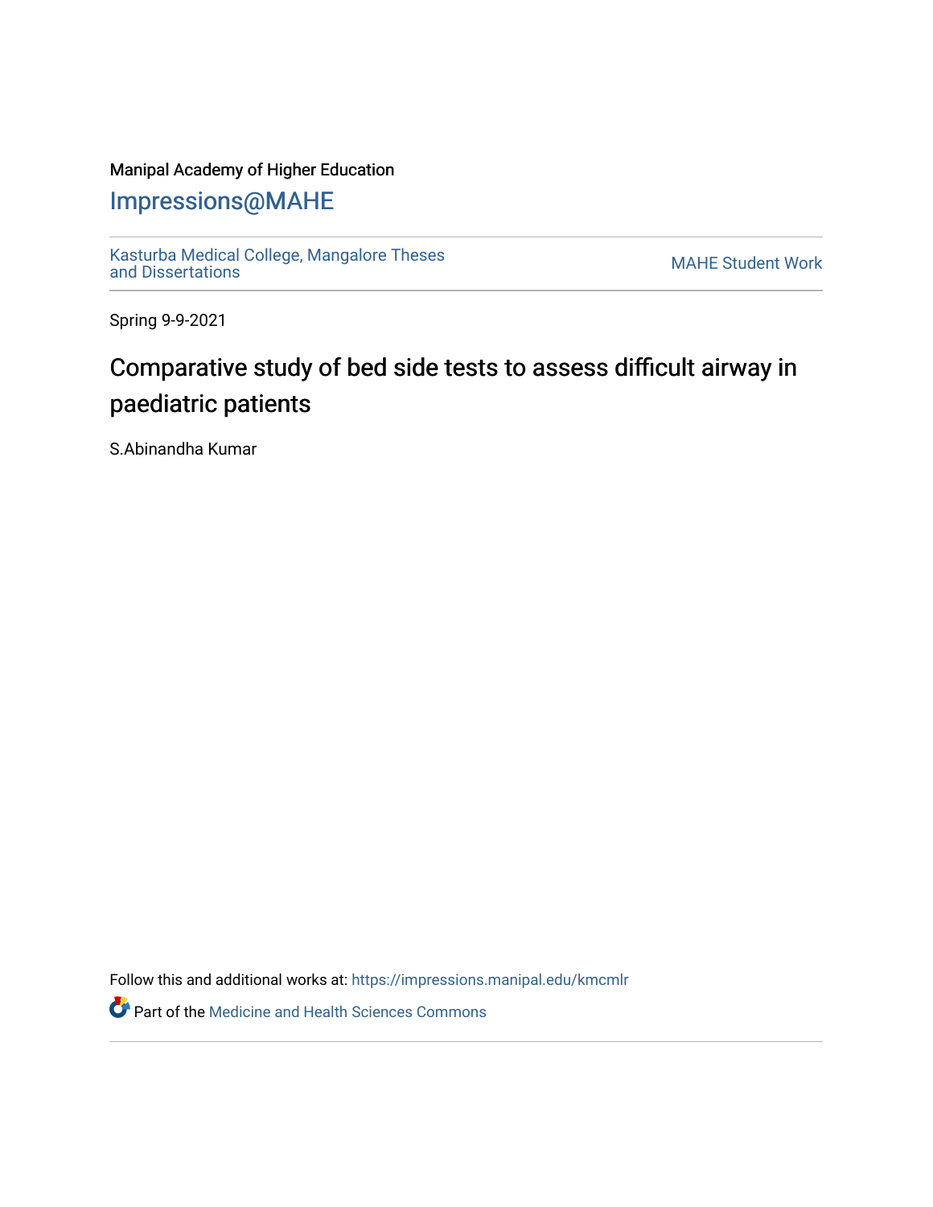Manipal Academy of Higher Education

# Impressions@MAHE

Kasturba Medical College, Mangalore Theses and Dissertations | MAHE Student Work

Spring 9-9-2021

# Comparative study of bed side tests to assess difficult airway in paediatric patients

S.Abinandha Kumar

Follow this and additional works at: https://impressions.manipal.edu/kmcmlr

Part of the Medicine and Health Sciences Commons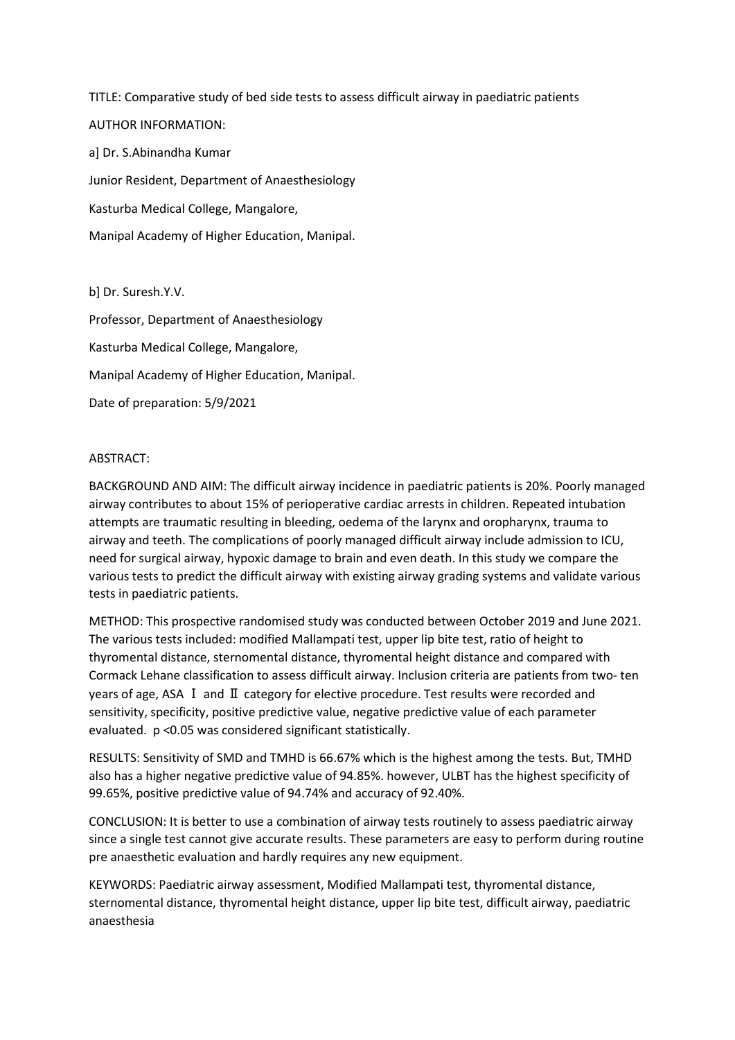TITLE: Comparative study of bed side tests to assess difficult airway in paediatric patients

AUTHOR INFORMATION:

a] Dr. S.Abinandha Kumar

Junior Resident, Department of Anaesthesiology

Kasturba Medical College, Mangalore,

Manipal Academy of Higher Education, Manipal.

b] Dr. Suresh.Y.V.

Professor, Department of Anaesthesiology

Kasturba Medical College, Mangalore,

Manipal Academy of Higher Education, Manipal.

Date of preparation: 5/9/2021

ABSTRACT:

BACKGROUND AND AIM: The difficult airway incidence in paediatric patients is 20%. Poorly managed airway contributes to about 15% of perioperative cardiac arrests in children. Repeated intubation attempts are traumatic resulting in bleeding, oedema of the larynx and oropharynx, trauma to airway and teeth. The complications of poorly managed difficult airway include admission to ICU, need for surgical airway, hypoxic damage to brain and even death. In this study we compare the various tests to predict the difficult airway with existing airway grading systems and validate various tests in paediatric patients.

METHOD: This prospective randomised study was conducted between October 2019 and June 2021. The various tests included: modified Mallampati test, upper lip bite test, ratio of height to thyromental distance, sternomental distance, thyromental height distance and compared with Cormack Lehane classification to assess difficult airway. Inclusion criteria are patients from two- ten years of age, ASA Ⅰ and Ⅱ category for elective procedure. Test results were recorded and sensitivity, specificity, positive predictive value, negative predictive value of each parameter evaluated. $p < 0.05$ was considered significant statistically.

RESULTS: Sensitivity of SMD and TMHD is 66.67% which is the highest among the tests. But, TMHD also has a higher negative predictive value of 94.85%. however, ULBT has the highest specificity of 99.65%, positive predictive value of 94.74% and accuracy of 92.40%.

CONCLUSION: It is better to use a combination of airway tests routinely to assess paediatric airway since a single test cannot give accurate results. These parameters are easy to perform during routine pre anaesthetic evaluation and hardly requires any new equipment.

KEYWORDS: Paediatric airway assessment, Modified Mallampati test, thyromental distance, sternomental distance, thyromental height distance, upper lip bite test, difficult airway, paediatric anaesthesia